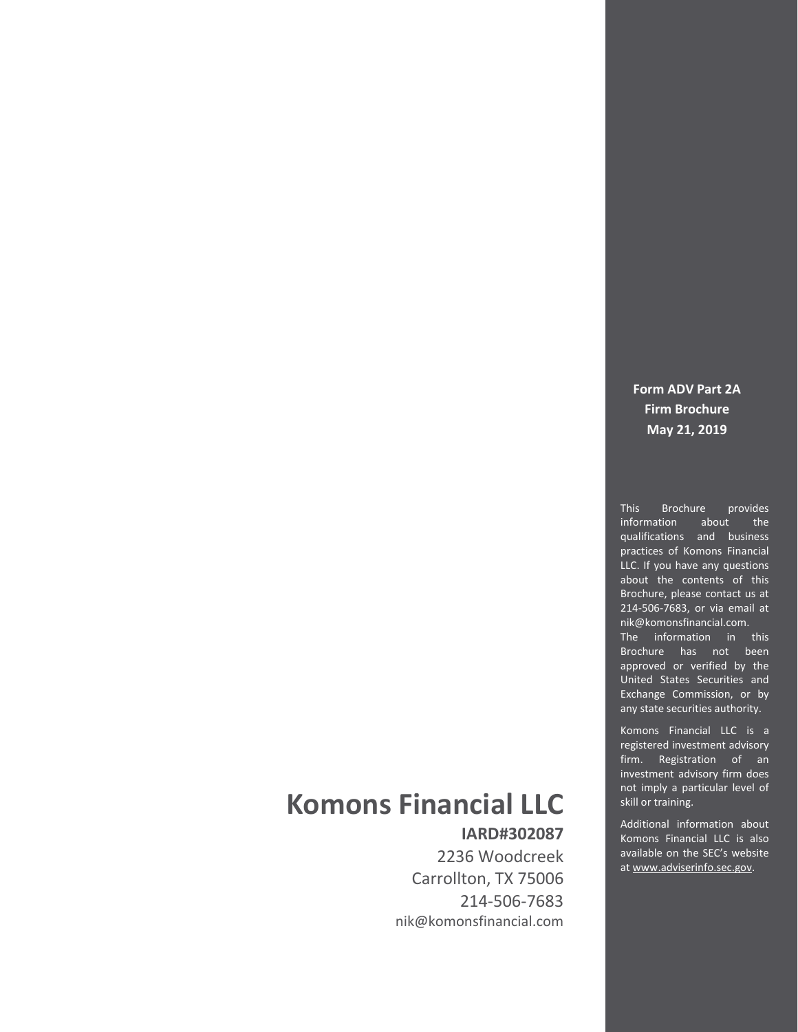# Komons Financial LLC

**IARD#302087**

2236 Woodcreek
Carrollton, TX 75006
214-506-7683
nik@komonsfinancial.com

**Form ADV Part 2A**
**Firm Brochure**
**May 21, 2019**

This Brochure provides information about the qualifications and business practices of Komons Financial LLC. If you have any questions about the contents of this Brochure, please contact us at 214-506-7683, or via email at nik@komonsfinancial.com. The information in this Brochure has not been approved or verified by the United States Securities and Exchange Commission, or by any state securities authority.

Komons Financial LLC is a registered investment advisory firm. Registration of an investment advisory firm does not imply a particular level of skill or training.

Additional information about Komons Financial LLC is also available on the SEC's website at www.adviserinfo.sec.gov.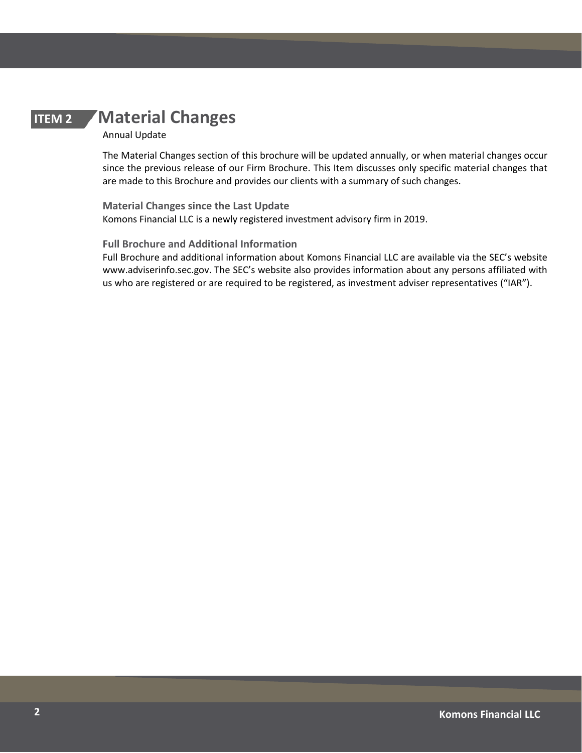## ITEM 2 Material Changes

Annual Update

The Material Changes section of this brochure will be updated annually, or when material changes occur since the previous release of our Firm Brochure. This Item discusses only specific material changes that are made to this Brochure and provides our clients with a summary of such changes.

### Material Changes since the Last Update

Komons Financial LLC is a newly registered investment advisory firm in 2019.

### Full Brochure and Additional Information

Full Brochure and additional information about Komons Financial LLC are available via the SEC's website www.adviserinfo.sec.gov. The SEC's website also provides information about any persons affiliated with us who are registered or are required to be registered, as investment adviser representatives ("IAR").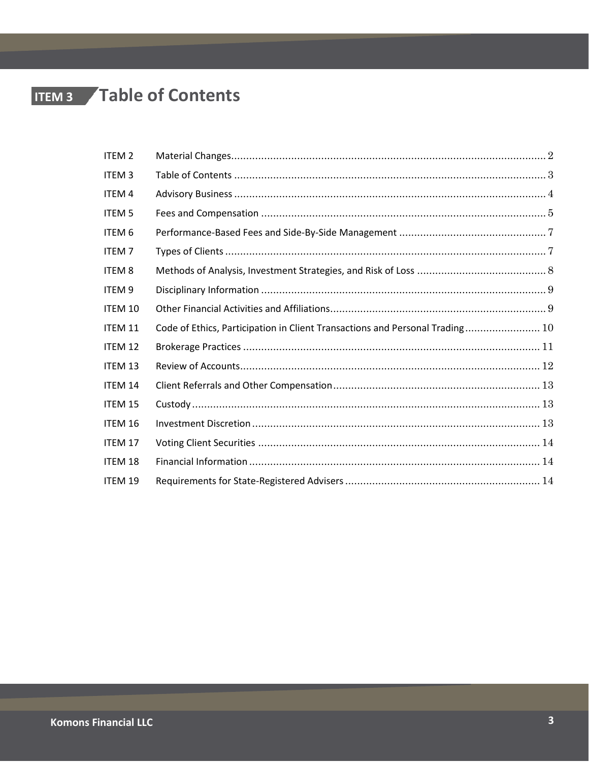# ITEM 3 Table of Contents

| | | |
|---|---|---|
| ITEM 2 | Material Changes | 2 |
| ITEM 3 | Table of Contents | 3 |
| ITEM 4 | Advisory Business | 4 |
| ITEM 5 | Fees and Compensation | 5 |
| ITEM 6 | Performance-Based Fees and Side-By-Side Management | 7 |
| ITEM 7 | Types of Clients | 7 |
| ITEM 8 | Methods of Analysis, Investment Strategies, and Risk of Loss | 8 |
| ITEM 9 | Disciplinary Information | 9 |
| ITEM 10 | Other Financial Activities and Affiliations | 9 |
| ITEM 11 | Code of Ethics, Participation in Client Transactions and Personal Trading | 10 |
| ITEM 12 | Brokerage Practices | 11 |
| ITEM 13 | Review of Accounts | 12 |
| ITEM 14 | Client Referrals and Other Compensation | 13 |
| ITEM 15 | Custody | 13 |
| ITEM 16 | Investment Discretion | 13 |
| ITEM 17 | Voting Client Securities | 14 |
| ITEM 18 | Financial Information | 14 |
| ITEM 19 | Requirements for State-Registered Advisers | 14 |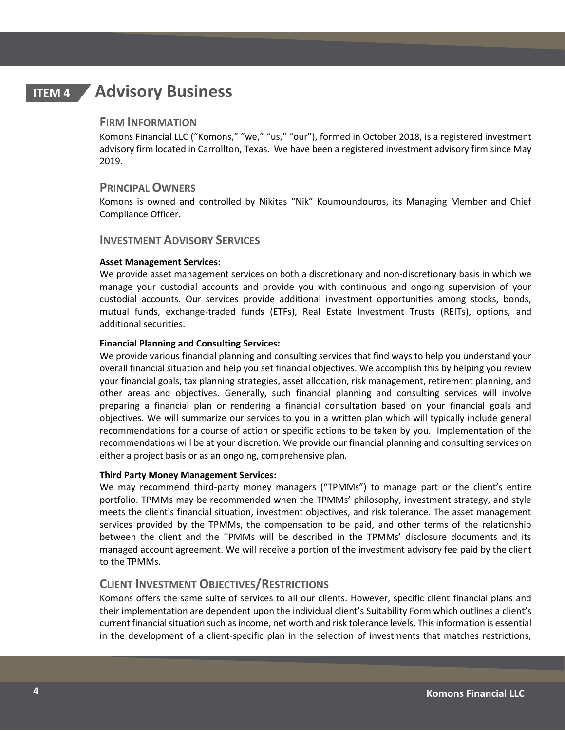# ITEM 4 Advisory Business

## Firm Information

Komons Financial LLC ("Komons," "we," "us," "our"), formed in October 2018, is a registered investment advisory firm located in Carrollton, Texas. We have been a registered investment advisory firm since May 2019.

## Principal Owners

Komons is owned and controlled by Nikitas "Nik" Koumoundouros, its Managing Member and Chief Compliance Officer.

## Investment Advisory Services

**Asset Management Services:**

We provide asset management services on both a discretionary and non-discretionary basis in which we manage your custodial accounts and provide you with continuous and ongoing supervision of your custodial accounts. Our services provide additional investment opportunities among stocks, bonds, mutual funds, exchange-traded funds (ETFs), Real Estate Investment Trusts (REITs), options, and additional securities.

**Financial Planning and Consulting Services:**

We provide various financial planning and consulting services that find ways to help you understand your overall financial situation and help you set financial objectives. We accomplish this by helping you review your financial goals, tax planning strategies, asset allocation, risk management, retirement planning, and other areas and objectives. Generally, such financial planning and consulting services will involve preparing a financial plan or rendering a financial consultation based on your financial goals and objectives. We will summarize our services to you in a written plan which will typically include general recommendations for a course of action or specific actions to be taken by you. Implementation of the recommendations will be at your discretion. We provide our financial planning and consulting services on either a project basis or as an ongoing, comprehensive plan.

**Third Party Money Management Services:**

We may recommend third-party money managers ("TPMMs") to manage part or the client's entire portfolio. TPMMs may be recommended when the TPMMs' philosophy, investment strategy, and style meets the client's financial situation, investment objectives, and risk tolerance. The asset management services provided by the TPMMs, the compensation to be paid, and other terms of the relationship between the client and the TPMMs will be described in the TPMMs' disclosure documents and its managed account agreement. We will receive a portion of the investment advisory fee paid by the client to the TPMMs.

## Client Investment Objectives/Restrictions

Komons offers the same suite of services to all our clients. However, specific client financial plans and their implementation are dependent upon the individual client's Suitability Form which outlines a client's current financial situation such as income, net worth and risk tolerance levels. This information is essential in the development of a client-specific plan in the selection of investments that matches restrictions,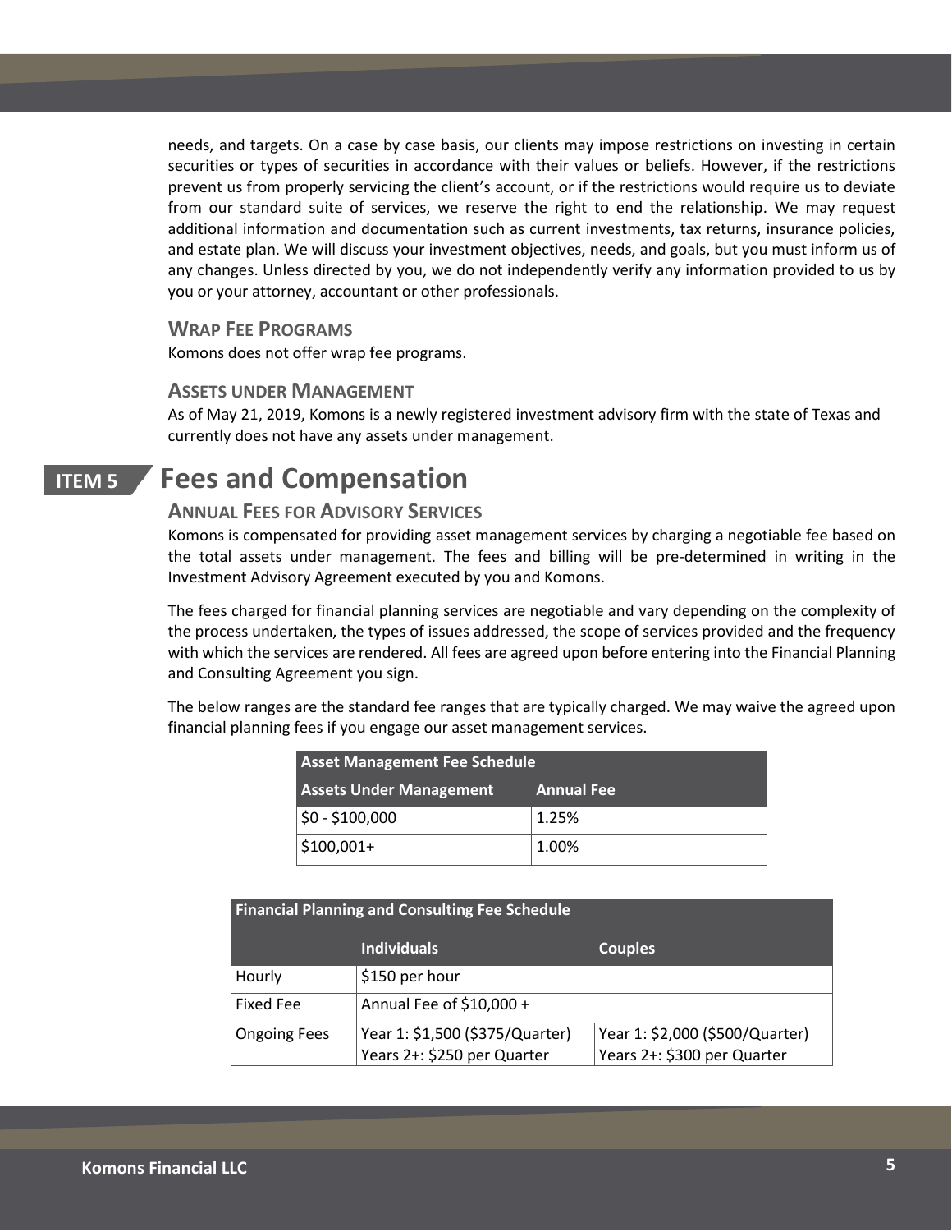needs, and targets. On a case by case basis, our clients may impose restrictions on investing in certain securities or types of securities in accordance with their values or beliefs. However, if the restrictions prevent us from properly servicing the client's account, or if the restrictions would require us to deviate from our standard suite of services, we reserve the right to end the relationship. We may request additional information and documentation such as current investments, tax returns, insurance policies, and estate plan. We will discuss your investment objectives, needs, and goals, but you must inform us of any changes. Unless directed by you, we do not independently verify any information provided to us by you or your attorney, accountant or other professionals.

### Wrap Fee Programs

Komons does not offer wrap fee programs.

### Assets under Management

As of May 21, 2019, Komons is a newly registered investment advisory firm with the state of Texas and currently does not have any assets under management.

## ITEM 5 Fees and Compensation

### Annual Fees for Advisory Services

Komons is compensated for providing asset management services by charging a negotiable fee based on the total assets under management. The fees and billing will be pre-determined in writing in the Investment Advisory Agreement executed by you and Komons.

The fees charged for financial planning services are negotiable and vary depending on the complexity of the process undertaken, the types of issues addressed, the scope of services provided and the frequency with which the services are rendered. All fees are agreed upon before entering into the Financial Planning and Consulting Agreement you sign.

The below ranges are the standard fee ranges that are typically charged. We may waive the agreed upon financial planning fees if you engage our asset management services.

| Asset Management Fee Schedule | |
|---|---|
| **Assets Under Management** | **Annual Fee** |
| $0 - $100,000 | 1.25% |
| $100,001+ | 1.00% |

| Financial Planning and Consulting Fee Schedule | | |
|---|---|---|
| | **Individuals** | **Couples** |
| Hourly | $150 per hour | |
| Fixed Fee | Annual Fee of $10,000 + | |
| Ongoing Fees | Year 1: $1,500 ($375/Quarter)<br>Years 2+: $250 per Quarter | Year 1: $2,000 ($500/Quarter)<br>Years 2+: $300 per Quarter |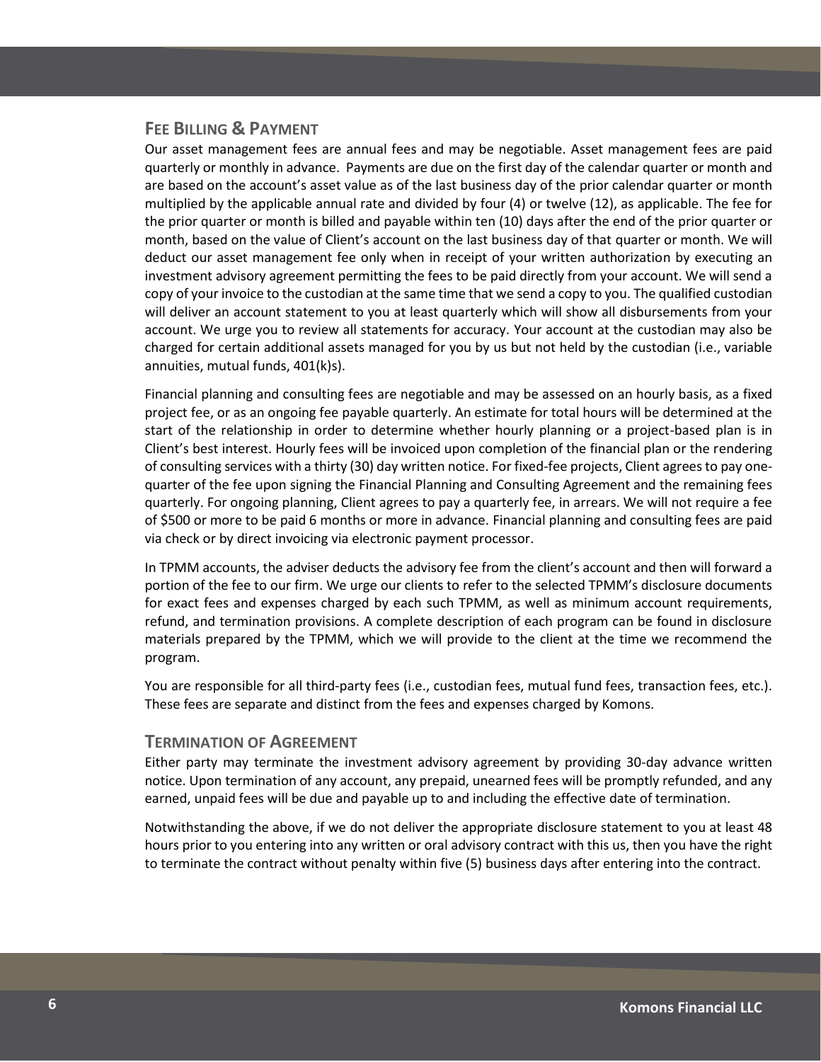## FEE BILLING & PAYMENT

Our asset management fees are annual fees and may be negotiable. Asset management fees are paid quarterly or monthly in advance. Payments are due on the first day of the calendar quarter or month and are based on the account's asset value as of the last business day of the prior calendar quarter or month multiplied by the applicable annual rate and divided by four (4) or twelve (12), as applicable. The fee for the prior quarter or month is billed and payable within ten (10) days after the end of the prior quarter or month, based on the value of Client's account on the last business day of that quarter or month. We will deduct our asset management fee only when in receipt of your written authorization by executing an investment advisory agreement permitting the fees to be paid directly from your account. We will send a copy of your invoice to the custodian at the same time that we send a copy to you. The qualified custodian will deliver an account statement to you at least quarterly which will show all disbursements from your account. We urge you to review all statements for accuracy. Your account at the custodian may also be charged for certain additional assets managed for you by us but not held by the custodian (i.e., variable annuities, mutual funds, 401(k)s).

Financial planning and consulting fees are negotiable and may be assessed on an hourly basis, as a fixed project fee, or as an ongoing fee payable quarterly. An estimate for total hours will be determined at the start of the relationship in order to determine whether hourly planning or a project-based plan is in Client's best interest. Hourly fees will be invoiced upon completion of the financial plan or the rendering of consulting services with a thirty (30) day written notice. For fixed-fee projects, Client agrees to pay one-quarter of the fee upon signing the Financial Planning and Consulting Agreement and the remaining fees quarterly. For ongoing planning, Client agrees to pay a quarterly fee, in arrears. We will not require a fee of $500 or more to be paid 6 months or more in advance. Financial planning and consulting fees are paid via check or by direct invoicing via electronic payment processor.

In TPMM accounts, the adviser deducts the advisory fee from the client's account and then will forward a portion of the fee to our firm. We urge our clients to refer to the selected TPMM's disclosure documents for exact fees and expenses charged by each such TPMM, as well as minimum account requirements, refund, and termination provisions. A complete description of each program can be found in disclosure materials prepared by the TPMM, which we will provide to the client at the time we recommend the program.

You are responsible for all third-party fees (i.e., custodian fees, mutual fund fees, transaction fees, etc.). These fees are separate and distinct from the fees and expenses charged by Komons.

## TERMINATION OF AGREEMENT

Either party may terminate the investment advisory agreement by providing 30-day advance written notice. Upon termination of any account, any prepaid, unearned fees will be promptly refunded, and any earned, unpaid fees will be due and payable up to and including the effective date of termination.

Notwithstanding the above, if we do not deliver the appropriate disclosure statement to you at least 48 hours prior to you entering into any written or oral advisory contract with this us, then you have the right to terminate the contract without penalty within five (5) business days after entering into the contract.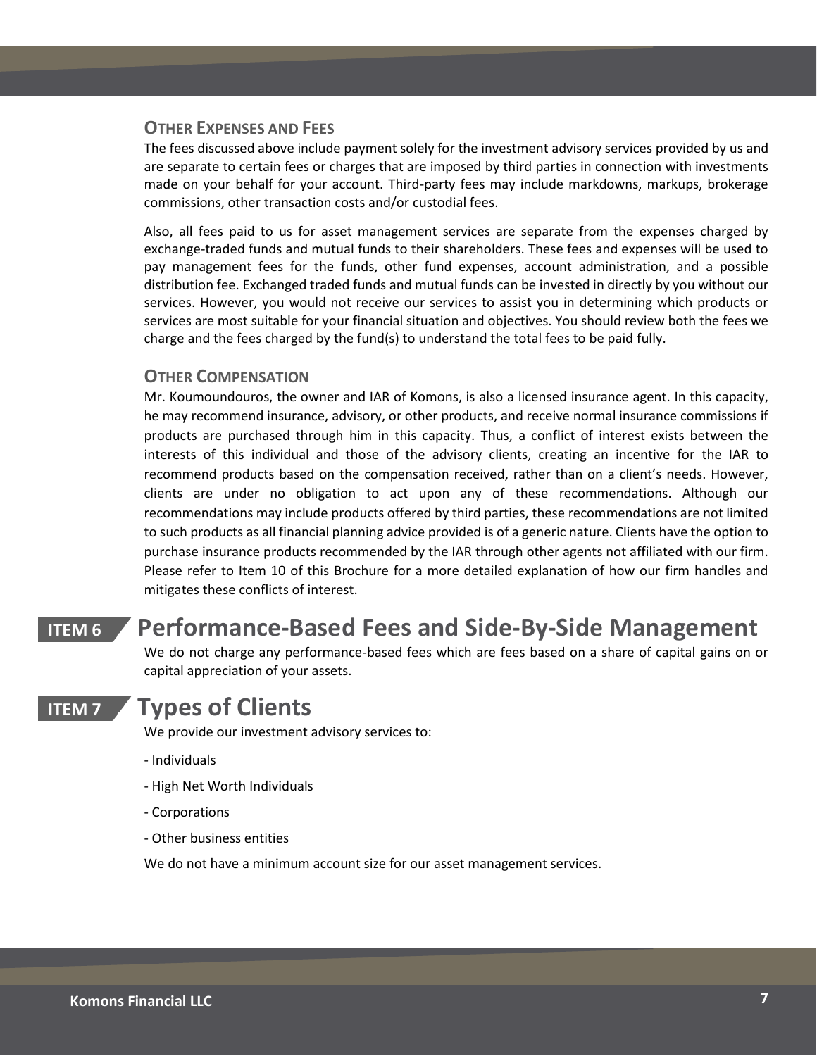### Other Expenses and Fees

The fees discussed above include payment solely for the investment advisory services provided by us and are separate to certain fees or charges that are imposed by third parties in connection with investments made on your behalf for your account. Third-party fees may include markdowns, markups, brokerage commissions, other transaction costs and/or custodial fees.

Also, all fees paid to us for asset management services are separate from the expenses charged by exchange-traded funds and mutual funds to their shareholders. These fees and expenses will be used to pay management fees for the funds, other fund expenses, account administration, and a possible distribution fee. Exchanged traded funds and mutual funds can be invested in directly by you without our services. However, you would not receive our services to assist you in determining which products or services are most suitable for your financial situation and objectives. You should review both the fees we charge and the fees charged by the fund(s) to understand the total fees to be paid fully.

### Other Compensation

Mr. Koumoundouros, the owner and IAR of Komons, is also a licensed insurance agent. In this capacity, he may recommend insurance, advisory, or other products, and receive normal insurance commissions if products are purchased through him in this capacity. Thus, a conflict of interest exists between the interests of this individual and those of the advisory clients, creating an incentive for the IAR to recommend products based on the compensation received, rather than on a client's needs. However, clients are under no obligation to act upon any of these recommendations. Although our recommendations may include products offered by third parties, these recommendations are not limited to such products as all financial planning advice provided is of a generic nature. Clients have the option to purchase insurance products recommended by the IAR through other agents not affiliated with our firm. Please refer to Item 10 of this Brochure for a more detailed explanation of how our firm handles and mitigates these conflicts of interest.

## ITEM 6 Performance-Based Fees and Side-By-Side Management

We do not charge any performance-based fees which are fees based on a share of capital gains on or capital appreciation of your assets.

## ITEM 7 Types of Clients

We provide our investment advisory services to:

- Individuals
- High Net Worth Individuals
- Corporations
- Other business entities

We do not have a minimum account size for our asset management services.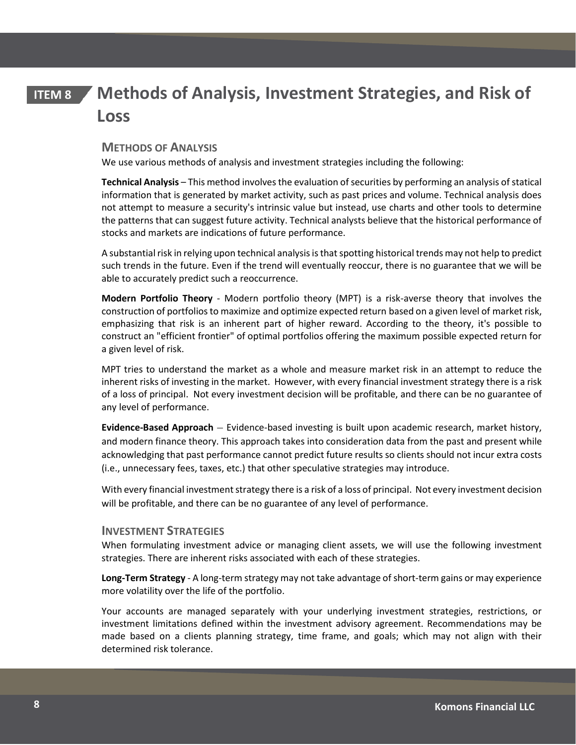# ITEM 8 Methods of Analysis, Investment Strategies, and Risk of Loss

## METHODS OF ANALYSIS

We use various methods of analysis and investment strategies including the following:

**Technical Analysis** – This method involves the evaluation of securities by performing an analysis of statical information that is generated by market activity, such as past prices and volume. Technical analysis does not attempt to measure a security's intrinsic value but instead, use charts and other tools to determine the patterns that can suggest future activity. Technical analysts believe that the historical performance of stocks and markets are indications of future performance.

A substantial risk in relying upon technical analysis is that spotting historical trends may not help to predict such trends in the future. Even if the trend will eventually reoccur, there is no guarantee that we will be able to accurately predict such a reoccurrence.

**Modern Portfolio Theory** - Modern portfolio theory (MPT) is a risk-averse theory that involves the construction of portfolios to maximize and optimize expected return based on a given level of market risk, emphasizing that risk is an inherent part of higher reward. According to the theory, it's possible to construct an "efficient frontier" of optimal portfolios offering the maximum possible expected return for a given level of risk.

MPT tries to understand the market as a whole and measure market risk in an attempt to reduce the inherent risks of investing in the market. However, with every financial investment strategy there is a risk of a loss of principal. Not every investment decision will be profitable, and there can be no guarantee of any level of performance.

**Evidence-Based Approach** – Evidence-based investing is built upon academic research, market history, and modern finance theory. This approach takes into consideration data from the past and present while acknowledging that past performance cannot predict future results so clients should not incur extra costs (i.e., unnecessary fees, taxes, etc.) that other speculative strategies may introduce.

With every financial investment strategy there is a risk of a loss of principal. Not every investment decision will be profitable, and there can be no guarantee of any level of performance.

## INVESTMENT STRATEGIES

When formulating investment advice or managing client assets, we will use the following investment strategies. There are inherent risks associated with each of these strategies.

**Long-Term Strategy** - A long-term strategy may not take advantage of short-term gains or may experience more volatility over the life of the portfolio.

Your accounts are managed separately with your underlying investment strategies, restrictions, or investment limitations defined within the investment advisory agreement. Recommendations may be made based on a clients planning strategy, time frame, and goals; which may not align with their determined risk tolerance.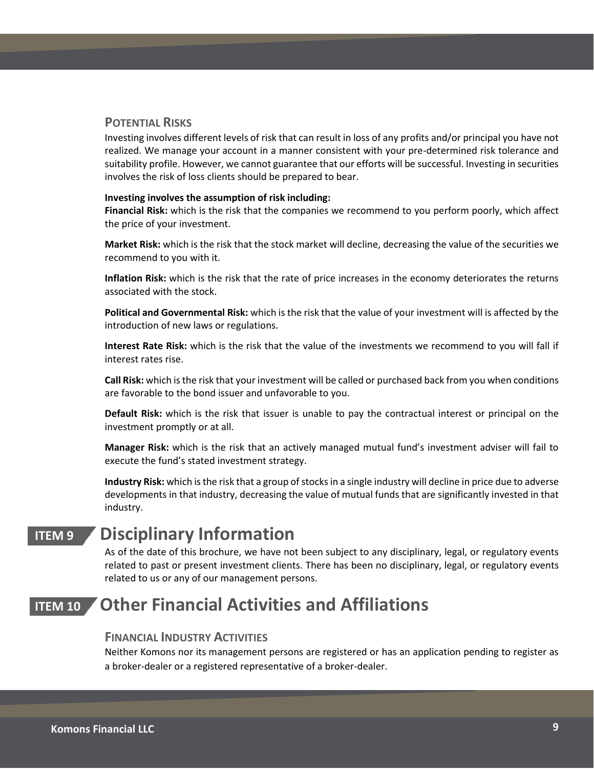### POTENTIAL RISKS

Investing involves different levels of risk that can result in loss of any profits and/or principal you have not realized. We manage your account in a manner consistent with your pre-determined risk tolerance and suitability profile. However, we cannot guarantee that our efforts will be successful. Investing in securities involves the risk of loss clients should be prepared to bear.

**Investing involves the assumption of risk including:**

**Financial Risk:** which is the risk that the companies we recommend to you perform poorly, which affect the price of your investment.

**Market Risk:** which is the risk that the stock market will decline, decreasing the value of the securities we recommend to you with it.

**Inflation Risk:** which is the risk that the rate of price increases in the economy deteriorates the returns associated with the stock.

**Political and Governmental Risk:** which is the risk that the value of your investment will is affected by the introduction of new laws or regulations.

**Interest Rate Risk:** which is the risk that the value of the investments we recommend to you will fall if interest rates rise.

**Call Risk:** which is the risk that your investment will be called or purchased back from you when conditions are favorable to the bond issuer and unfavorable to you.

**Default Risk:** which is the risk that issuer is unable to pay the contractual interest or principal on the investment promptly or at all.

**Manager Risk:** which is the risk that an actively managed mutual fund's investment adviser will fail to execute the fund's stated investment strategy.

**Industry Risk:** which is the risk that a group of stocks in a single industry will decline in price due to adverse developments in that industry, decreasing the value of mutual funds that are significantly invested in that industry.

## ITEM 9 Disciplinary Information

As of the date of this brochure, we have not been subject to any disciplinary, legal, or regulatory events related to past or present investment clients. There has been no disciplinary, legal, or regulatory events related to us or any of our management persons.

## ITEM 10 Other Financial Activities and Affiliations

### FINANCIAL INDUSTRY ACTIVITIES

Neither Komons nor its management persons are registered or has an application pending to register as a broker-dealer or a registered representative of a broker-dealer.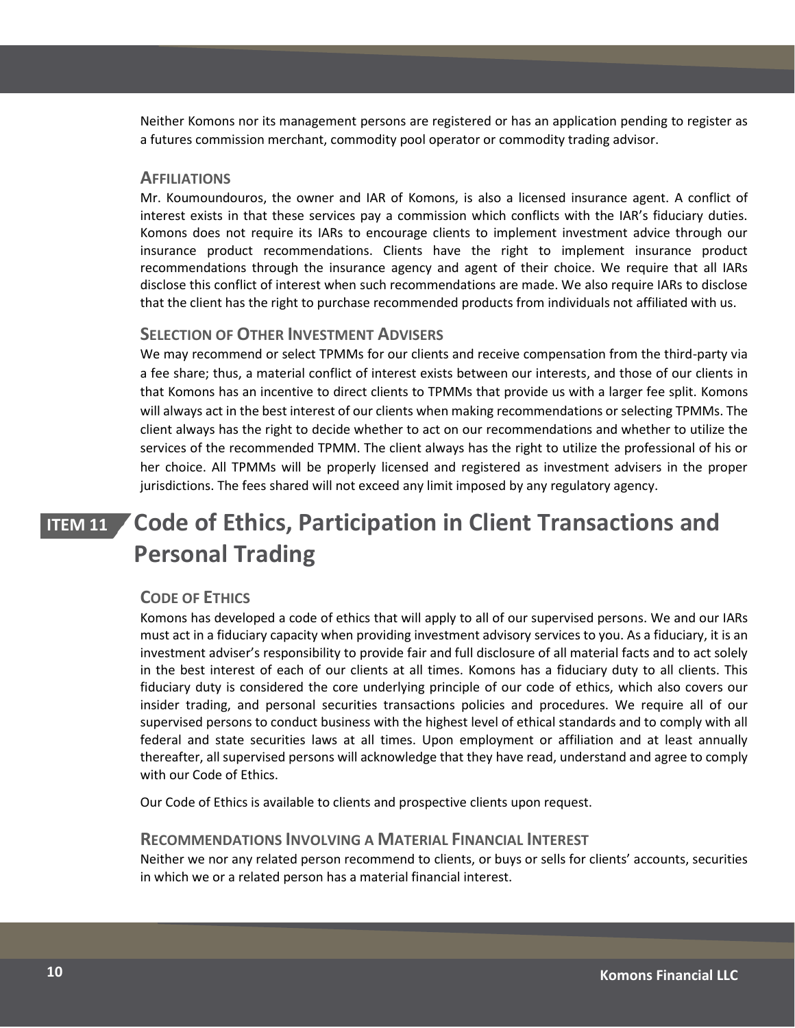Neither Komons nor its management persons are registered or has an application pending to register as a futures commission merchant, commodity pool operator or commodity trading advisor.

### AFFILIATIONS

Mr. Koumoundouros, the owner and IAR of Komons, is also a licensed insurance agent. A conflict of interest exists in that these services pay a commission which conflicts with the IAR's fiduciary duties. Komons does not require its IARs to encourage clients to implement investment advice through our insurance product recommendations. Clients have the right to implement insurance product recommendations through the insurance agency and agent of their choice. We require that all IARs disclose this conflict of interest when such recommendations are made. We also require IARs to disclose that the client has the right to purchase recommended products from individuals not affiliated with us.

### SELECTION OF OTHER INVESTMENT ADVISERS

We may recommend or select TPMMs for our clients and receive compensation from the third-party via a fee share; thus, a material conflict of interest exists between our interests, and those of our clients in that Komons has an incentive to direct clients to TPMMs that provide us with a larger fee split. Komons will always act in the best interest of our clients when making recommendations or selecting TPMMs. The client always has the right to decide whether to act on our recommendations and whether to utilize the services of the recommended TPMM. The client always has the right to utilize the professional of his or her choice. All TPMMs will be properly licensed and registered as investment advisers in the proper jurisdictions. The fees shared will not exceed any limit imposed by any regulatory agency.

## ITEM 11 Code of Ethics, Participation in Client Transactions and Personal Trading

### CODE OF ETHICS

Komons has developed a code of ethics that will apply to all of our supervised persons. We and our IARs must act in a fiduciary capacity when providing investment advisory services to you. As a fiduciary, it is an investment adviser's responsibility to provide fair and full disclosure of all material facts and to act solely in the best interest of each of our clients at all times. Komons has a fiduciary duty to all clients. This fiduciary duty is considered the core underlying principle of our code of ethics, which also covers our insider trading, and personal securities transactions policies and procedures. We require all of our supervised persons to conduct business with the highest level of ethical standards and to comply with all federal and state securities laws at all times. Upon employment or affiliation and at least annually thereafter, all supervised persons will acknowledge that they have read, understand and agree to comply with our Code of Ethics.

Our Code of Ethics is available to clients and prospective clients upon request.

### RECOMMENDATIONS INVOLVING A MATERIAL FINANCIAL INTEREST

Neither we nor any related person recommend to clients, or buys or sells for clients' accounts, securities in which we or a related person has a material financial interest.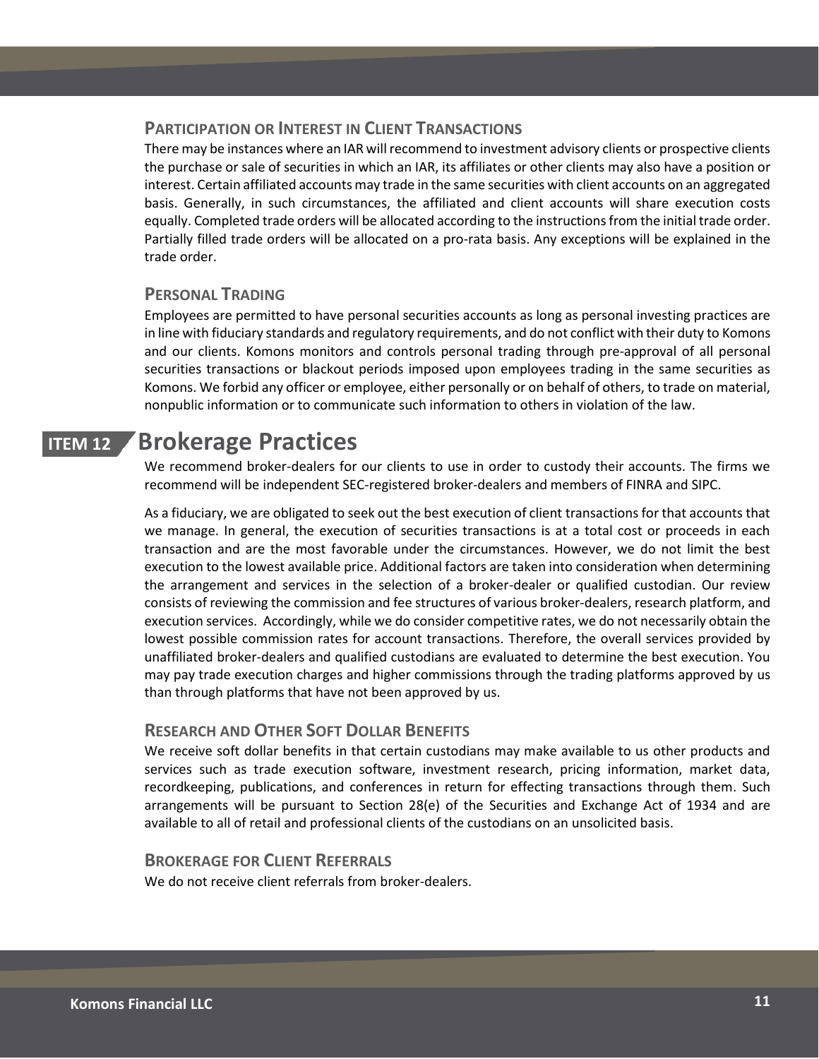### Participation or Interest in Client Transactions

There may be instances where an IAR will recommend to investment advisory clients or prospective clients the purchase or sale of securities in which an IAR, its affiliates or other clients may also have a position or interest. Certain affiliated accounts may trade in the same securities with client accounts on an aggregated basis. Generally, in such circumstances, the affiliated and client accounts will share execution costs equally. Completed trade orders will be allocated according to the instructions from the initial trade order. Partially filled trade orders will be allocated on a pro-rata basis. Any exceptions will be explained in the trade order.

### Personal Trading

Employees are permitted to have personal securities accounts as long as personal investing practices are in line with fiduciary standards and regulatory requirements, and do not conflict with their duty to Komons and our clients. Komons monitors and controls personal trading through pre-approval of all personal securities transactions or blackout periods imposed upon employees trading in the same securities as Komons. We forbid any officer or employee, either personally or on behalf of others, to trade on material, nonpublic information or to communicate such information to others in violation of the law.

## ITEM 12 Brokerage Practices

We recommend broker-dealers for our clients to use in order to custody their accounts. The firms we recommend will be independent SEC-registered broker-dealers and members of FINRA and SIPC.

As a fiduciary, we are obligated to seek out the best execution of client transactions for that accounts that we manage. In general, the execution of securities transactions is at a total cost or proceeds in each transaction and are the most favorable under the circumstances. However, we do not limit the best execution to the lowest available price. Additional factors are taken into consideration when determining the arrangement and services in the selection of a broker-dealer or qualified custodian. Our review consists of reviewing the commission and fee structures of various broker-dealers, research platform, and execution services. Accordingly, while we do consider competitive rates, we do not necessarily obtain the lowest possible commission rates for account transactions. Therefore, the overall services provided by unaffiliated broker-dealers and qualified custodians are evaluated to determine the best execution. You may pay trade execution charges and higher commissions through the trading platforms approved by us than through platforms that have not been approved by us.

### Research and Other Soft Dollar Benefits

We receive soft dollar benefits in that certain custodians may make available to us other products and services such as trade execution software, investment research, pricing information, market data, recordkeeping, publications, and conferences in return for effecting transactions through them. Such arrangements will be pursuant to Section 28(e) of the Securities and Exchange Act of 1934 and are available to all of retail and professional clients of the custodians on an unsolicited basis.

### Brokerage for Client Referrals

We do not receive client referrals from broker-dealers.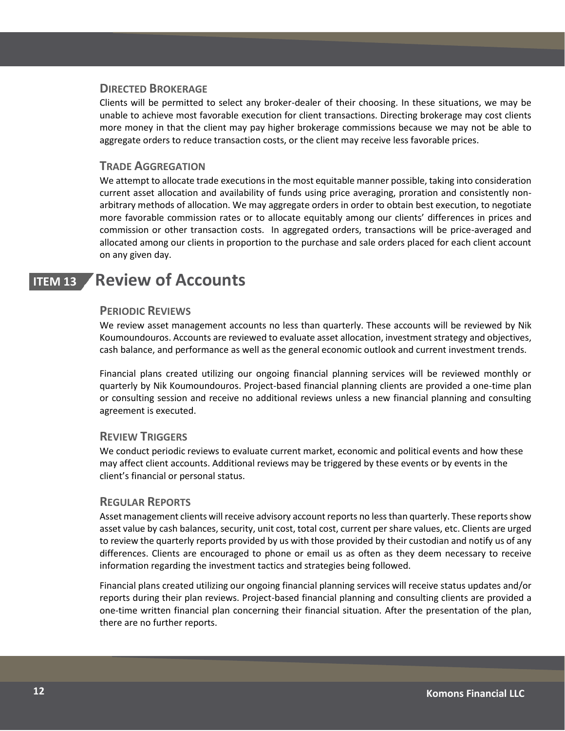### Directed Brokerage

Clients will be permitted to select any broker-dealer of their choosing. In these situations, we may be unable to achieve most favorable execution for client transactions. Directing brokerage may cost clients more money in that the client may pay higher brokerage commissions because we may not be able to aggregate orders to reduce transaction costs, or the client may receive less favorable prices.

### Trade Aggregation

We attempt to allocate trade executions in the most equitable manner possible, taking into consideration current asset allocation and availability of funds using price averaging, proration and consistently non-arbitrary methods of allocation. We may aggregate orders in order to obtain best execution, to negotiate more favorable commission rates or to allocate equitably among our clients' differences in prices and commission or other transaction costs. In aggregated orders, transactions will be price-averaged and allocated among our clients in proportion to the purchase and sale orders placed for each client account on any given day.

## ITEM 13 Review of Accounts

### Periodic Reviews

We review asset management accounts no less than quarterly. These accounts will be reviewed by Nik Koumoundouros. Accounts are reviewed to evaluate asset allocation, investment strategy and objectives, cash balance, and performance as well as the general economic outlook and current investment trends.

Financial plans created utilizing our ongoing financial planning services will be reviewed monthly or quarterly by Nik Koumoundouros. Project-based financial planning clients are provided a one-time plan or consulting session and receive no additional reviews unless a new financial planning and consulting agreement is executed.

### Review Triggers

We conduct periodic reviews to evaluate current market, economic and political events and how these may affect client accounts. Additional reviews may be triggered by these events or by events in the client's financial or personal status.

### Regular Reports

Asset management clients will receive advisory account reports no less than quarterly. These reports show asset value by cash balances, security, unit cost, total cost, current per share values, etc. Clients are urged to review the quarterly reports provided by us with those provided by their custodian and notify us of any differences. Clients are encouraged to phone or email us as often as they deem necessary to receive information regarding the investment tactics and strategies being followed.

Financial plans created utilizing our ongoing financial planning services will receive status updates and/or reports during their plan reviews. Project-based financial planning and consulting clients are provided a one-time written financial plan concerning their financial situation. After the presentation of the plan, there are no further reports.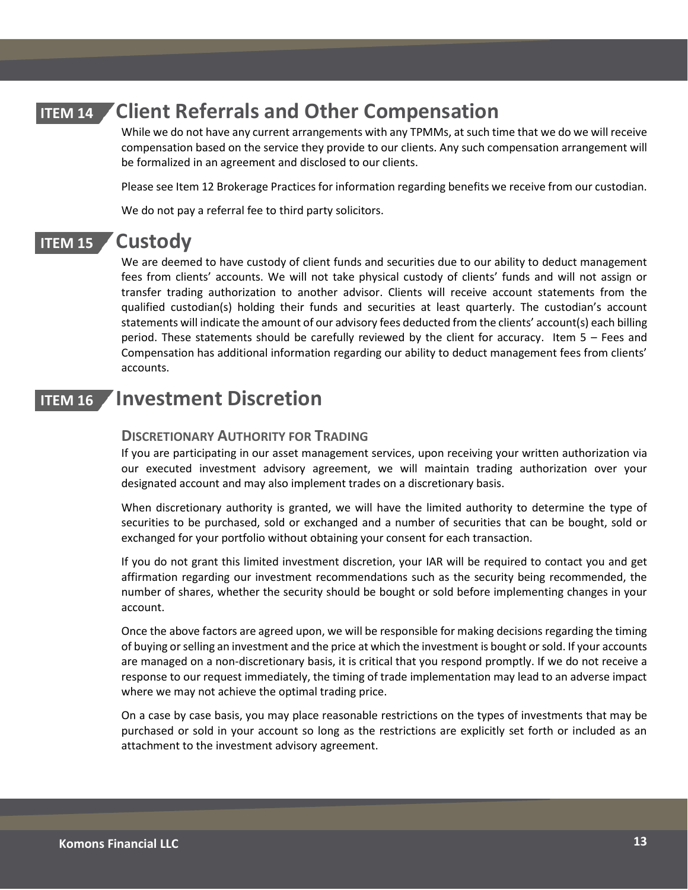## ITEM 14 Client Referrals and Other Compensation

While we do not have any current arrangements with any TPMMs, at such time that we do we will receive compensation based on the service they provide to our clients. Any such compensation arrangement will be formalized in an agreement and disclosed to our clients.

Please see Item 12 Brokerage Practices for information regarding benefits we receive from our custodian.

We do not pay a referral fee to third party solicitors.

## ITEM 15 Custody

We are deemed to have custody of client funds and securities due to our ability to deduct management fees from clients' accounts. We will not take physical custody of clients' funds and will not assign or transfer trading authorization to another advisor. Clients will receive account statements from the qualified custodian(s) holding their funds and securities at least quarterly. The custodian's account statements will indicate the amount of our advisory fees deducted from the clients' account(s) each billing period. These statements should be carefully reviewed by the client for accuracy. Item 5 – Fees and Compensation has additional information regarding our ability to deduct management fees from clients' accounts.

## ITEM 16 Investment Discretion

### Discretionary Authority for Trading

If you are participating in our asset management services, upon receiving your written authorization via our executed investment advisory agreement, we will maintain trading authorization over your designated account and may also implement trades on a discretionary basis.

When discretionary authority is granted, we will have the limited authority to determine the type of securities to be purchased, sold or exchanged and a number of securities that can be bought, sold or exchanged for your portfolio without obtaining your consent for each transaction.

If you do not grant this limited investment discretion, your IAR will be required to contact you and get affirmation regarding our investment recommendations such as the security being recommended, the number of shares, whether the security should be bought or sold before implementing changes in your account.

Once the above factors are agreed upon, we will be responsible for making decisions regarding the timing of buying or selling an investment and the price at which the investment is bought or sold. If your accounts are managed on a non-discretionary basis, it is critical that you respond promptly. If we do not receive a response to our request immediately, the timing of trade implementation may lead to an adverse impact where we may not achieve the optimal trading price.

On a case by case basis, you may place reasonable restrictions on the types of investments that may be purchased or sold in your account so long as the restrictions are explicitly set forth or included as an attachment to the investment advisory agreement.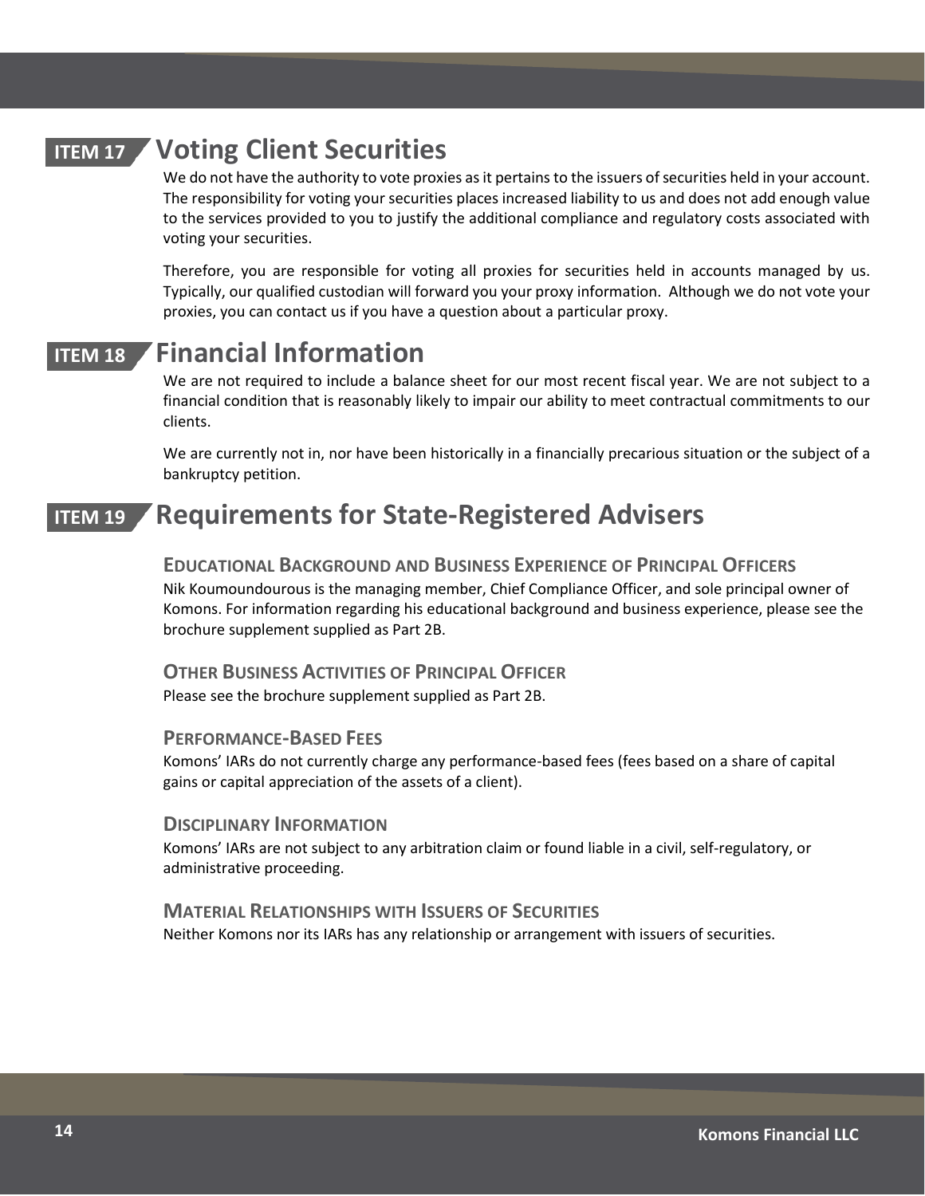## ITEM 17 Voting Client Securities

We do not have the authority to vote proxies as it pertains to the issuers of securities held in your account. The responsibility for voting your securities places increased liability to us and does not add enough value to the services provided to you to justify the additional compliance and regulatory costs associated with voting your securities.

Therefore, you are responsible for voting all proxies for securities held in accounts managed by us. Typically, our qualified custodian will forward you your proxy information. Although we do not vote your proxies, you can contact us if you have a question about a particular proxy.

## ITEM 18 Financial Information

We are not required to include a balance sheet for our most recent fiscal year. We are not subject to a financial condition that is reasonably likely to impair our ability to meet contractual commitments to our clients.

We are currently not in, nor have been historically in a financially precarious situation or the subject of a bankruptcy petition.

## ITEM 19 Requirements for State-Registered Advisers

### Educational Background and Business Experience of Principal Officers

Nik Koumoundourous is the managing member, Chief Compliance Officer, and sole principal owner of Komons. For information regarding his educational background and business experience, please see the brochure supplement supplied as Part 2B.

### Other Business Activities of Principal Officer

Please see the brochure supplement supplied as Part 2B.

### Performance-Based Fees

Komons' IARs do not currently charge any performance-based fees (fees based on a share of capital gains or capital appreciation of the assets of a client).

### Disciplinary Information

Komons' IARs are not subject to any arbitration claim or found liable in a civil, self-regulatory, or administrative proceeding.

### Material Relationships with Issuers of Securities

Neither Komons nor its IARs has any relationship or arrangement with issuers of securities.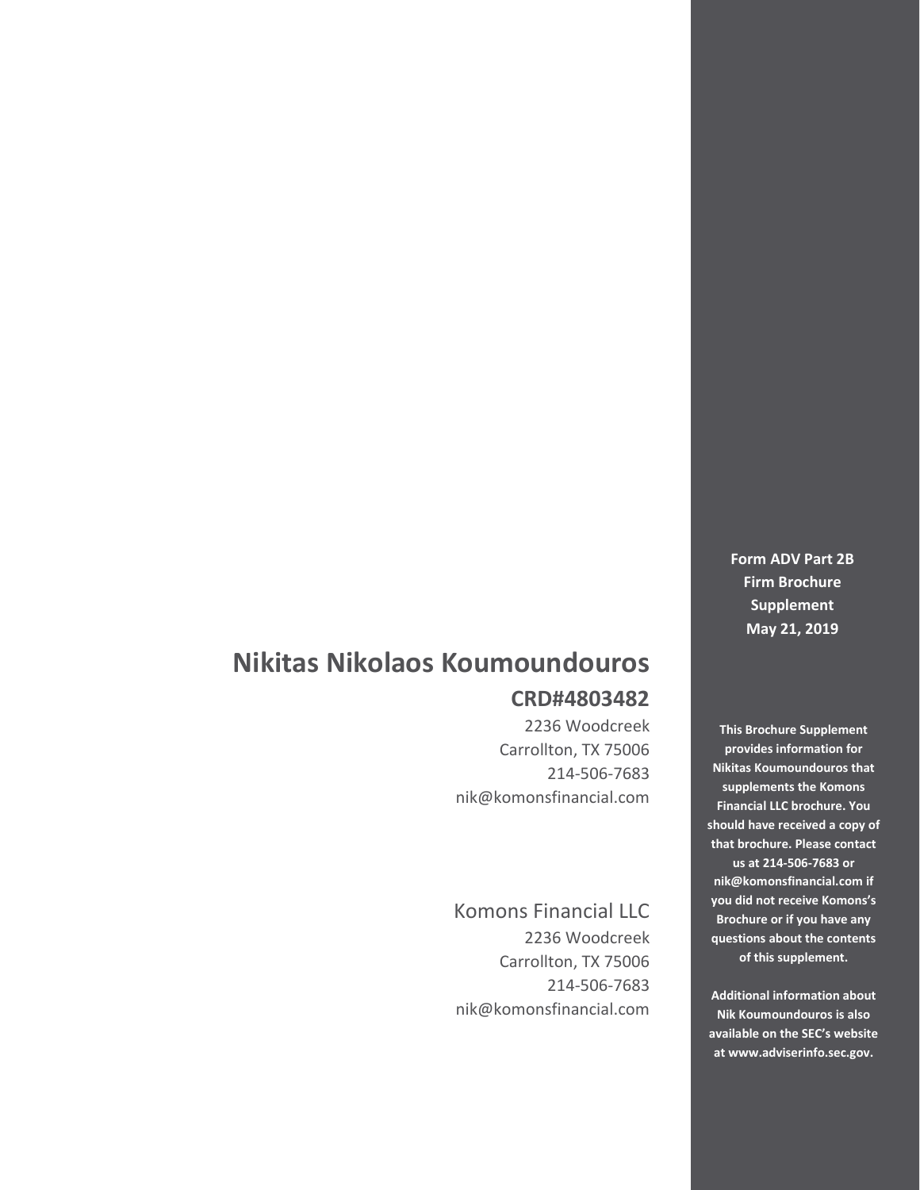# Nikitas Nikolaos Koumoundouros

## CRD#4803482

2236 Woodcreek
Carrollton, TX 75006
214-506-7683
nik@komonsfinancial.com

Komons Financial LLC
2236 Woodcreek
Carrollton, TX 75006
214-506-7683
nik@komonsfinancial.com

**Form ADV Part 2B**
**Firm Brochure**
**Supplement**
**May 21, 2019**

**This Brochure Supplement provides information for Nikitas Koumoundouros that supplements the Komons Financial LLC brochure. You should have received a copy of that brochure. Please contact us at 214-506-7683 or nik@komonsfinancial.com if you did not receive Komons's Brochure or if you have any questions about the contents of this supplement.**

**Additional information about Nik Koumoundouros is also available on the SEC's website at www.adviserinfo.sec.gov.**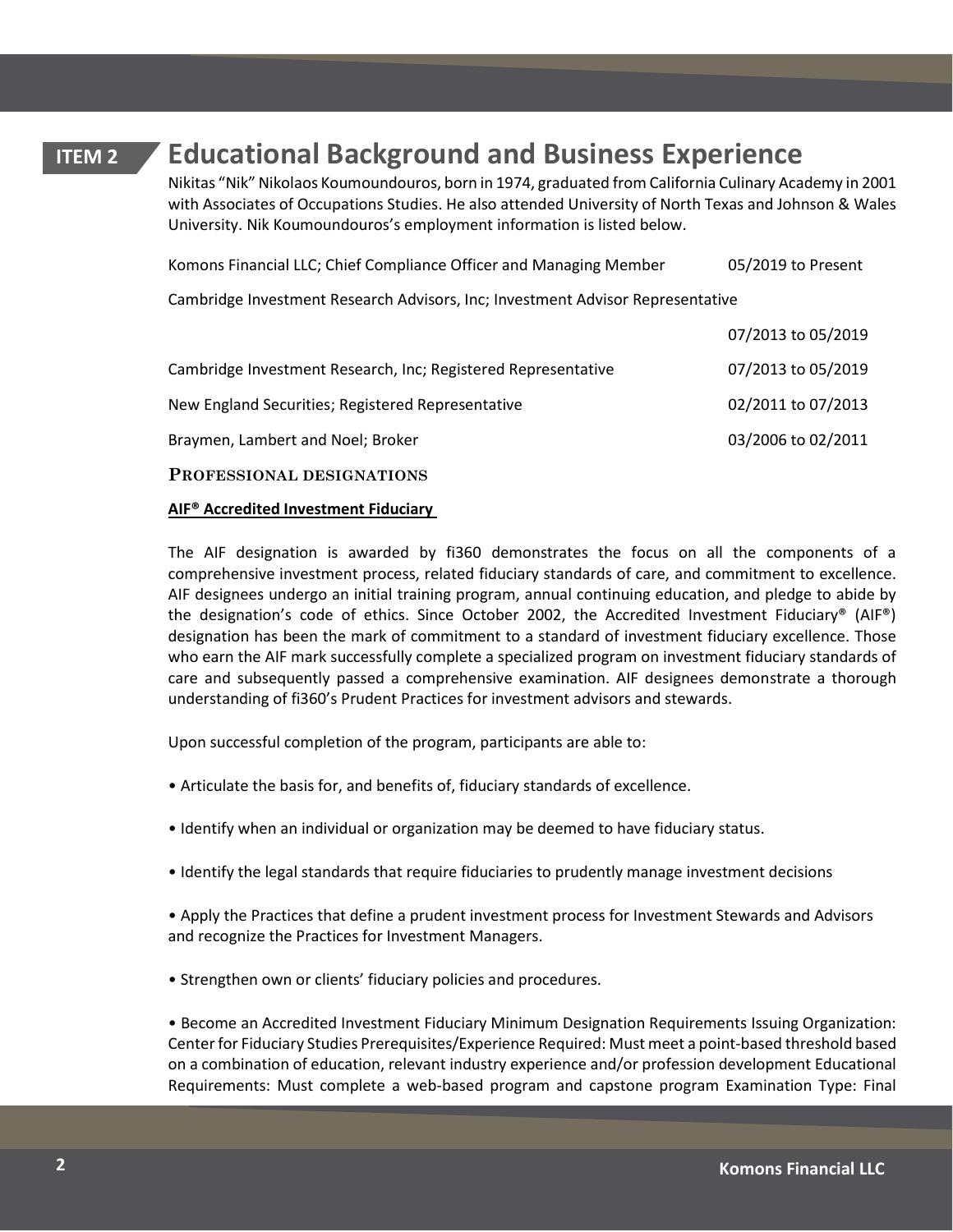## ITEM 2 Educational Background and Business Experience

Nikitas "Nik" Nikolaos Koumoundouros, born in 1974, graduated from California Culinary Academy in 2001 with Associates of Occupations Studies. He also attended University of North Texas and Johnson & Wales University. Nik Koumoundouros's employment information is listed below.

| | |
|---|---|
| Komons Financial LLC; Chief Compliance Officer and Managing Member | 05/2019 to Present |
| Cambridge Investment Research Advisors, Inc; Investment Advisor Representative | 07/2013 to 05/2019 |
| Cambridge Investment Research, Inc; Registered Representative | 07/2013 to 05/2019 |
| New England Securities; Registered Representative | 02/2011 to 07/2013 |
| Braymen, Lambert and Noel; Broker | 03/2006 to 02/2011 |

### PROFESSIONAL DESIGNATIONS

**AIF® Accredited Investment Fiduciary**

The AIF designation is awarded by fi360 demonstrates the focus on all the components of a comprehensive investment process, related fiduciary standards of care, and commitment to excellence. AIF designees undergo an initial training program, annual continuing education, and pledge to abide by the designation's code of ethics. Since October 2002, the Accredited Investment Fiduciary® (AIF®) designation has been the mark of commitment to a standard of investment fiduciary excellence. Those who earn the AIF mark successfully complete a specialized program on investment fiduciary standards of care and subsequently passed a comprehensive examination. AIF designees demonstrate a thorough understanding of fi360's Prudent Practices for investment advisors and stewards.

Upon successful completion of the program, participants are able to:

• Articulate the basis for, and benefits of, fiduciary standards of excellence.

• Identify when an individual or organization may be deemed to have fiduciary status.

• Identify the legal standards that require fiduciaries to prudently manage investment decisions

• Apply the Practices that define a prudent investment process for Investment Stewards and Advisors and recognize the Practices for Investment Managers.

• Strengthen own or clients' fiduciary policies and procedures.

• Become an Accredited Investment Fiduciary Minimum Designation Requirements Issuing Organization: Center for Fiduciary Studies Prerequisites/Experience Required: Must meet a point-based threshold based on a combination of education, relevant industry experience and/or profession development Educational Requirements: Must complete a web-based program and capstone program Examination Type: Final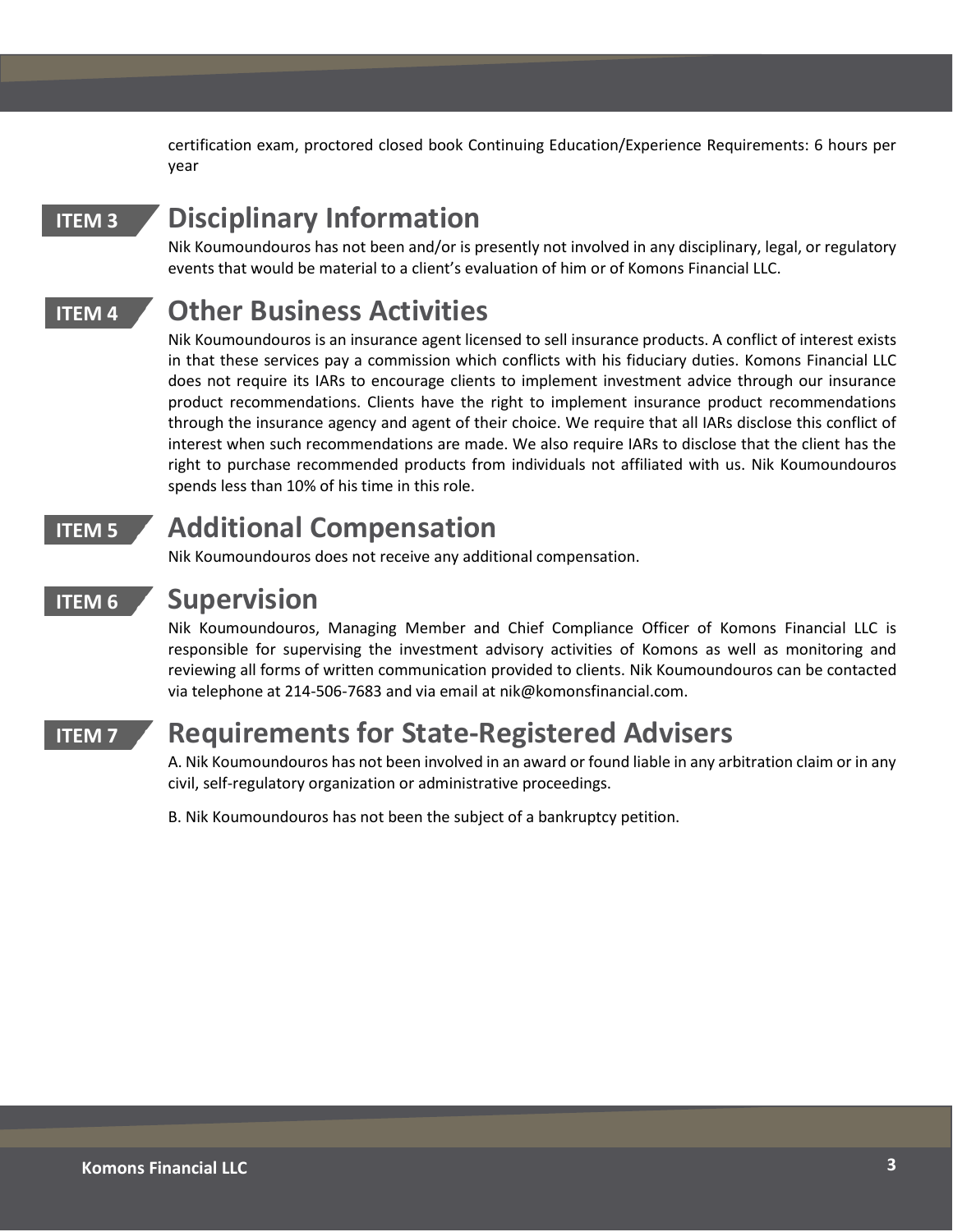certification exam, proctored closed book Continuing Education/Experience Requirements: 6 hours per year

## ITEM 3 Disciplinary Information

Nik Koumoundouros has not been and/or is presently not involved in any disciplinary, legal, or regulatory events that would be material to a client's evaluation of him or of Komons Financial LLC.

## ITEM 4 Other Business Activities

Nik Koumoundouros is an insurance agent licensed to sell insurance products. A conflict of interest exists in that these services pay a commission which conflicts with his fiduciary duties. Komons Financial LLC does not require its IARs to encourage clients to implement investment advice through our insurance product recommendations. Clients have the right to implement insurance product recommendations through the insurance agency and agent of their choice. We require that all IARs disclose this conflict of interest when such recommendations are made. We also require IARs to disclose that the client has the right to purchase recommended products from individuals not affiliated with us. Nik Koumoundouros spends less than 10% of his time in this role.

## ITEM 5 Additional Compensation

Nik Koumoundouros does not receive any additional compensation.

## ITEM 6 Supervision

Nik Koumoundouros, Managing Member and Chief Compliance Officer of Komons Financial LLC is responsible for supervising the investment advisory activities of Komons as well as monitoring and reviewing all forms of written communication provided to clients. Nik Koumoundouros can be contacted via telephone at 214-506-7683 and via email at nik@komonsfinancial.com.

## ITEM 7 Requirements for State-Registered Advisers

A. Nik Koumoundouros has not been involved in an award or found liable in any arbitration claim or in any civil, self-regulatory organization or administrative proceedings.

B. Nik Koumoundouros has not been the subject of a bankruptcy petition.